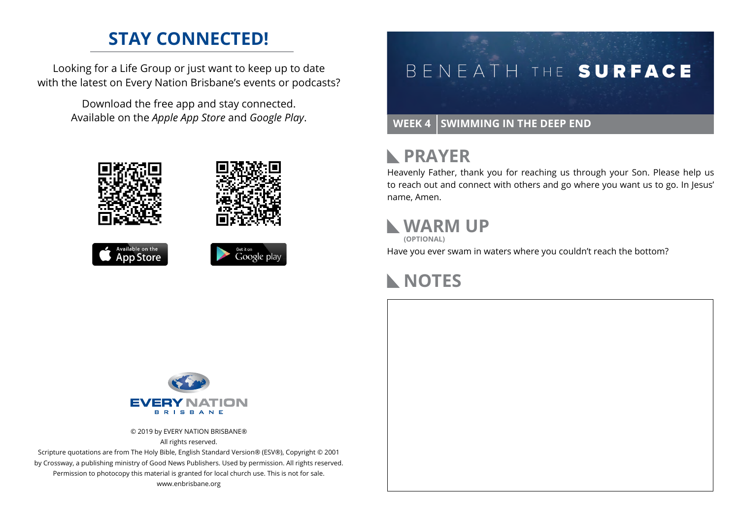## STAY CONNECTED!

Looking for a Life Group or just want to keep up to date with the latest on Every Nation Brisbane's events or podcasts?

Download the free app and stay connected. Available on the *Apple App Store* and *Google Play*.

Available on the App Store

Get it on Google play

EVERY NATION BRISBANE

© 2019 by EVERY NATION BRISBANE®
All rights reserved.
Scripture quotations are from The Holy Bible, English Standard Version® (ESV®), Copyright © 2001 by Crossway, a publishing ministry of Good News Publishers. Used by permission. All rights reserved.
Permission to photocopy this material is granted for local church use. This is not for sale.
www.enbrisbane.org

# BENEATH THE SURFACE

**WEEK 4 | SWIMMING IN THE DEEP END**

## PRAYER

Heavenly Father, thank you for reaching us through your Son. Please help us to reach out and connect with others and go where you want us to go. In Jesus' name, Amen.

## WARM UP

**(OPTIONAL)**

Have you ever swam in waters where you couldn't reach the bottom?

## NOTES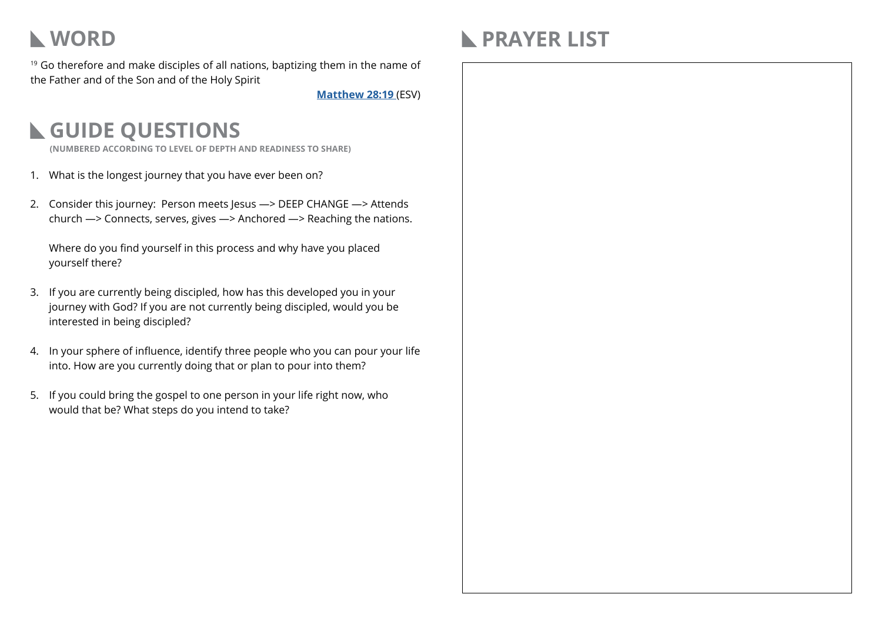## WORD

[19] Go therefore and make disciples of all nations, baptizing them in the name of the Father and of the Son and of the Holy Spirit

Matthew 28:19 (ESV)

## GUIDE QUESTIONS

**(NUMBERED ACCORDING TO LEVEL OF DEPTH AND READINESS TO SHARE)**

1. What is the longest journey that you have ever been on?

2. Consider this journey: Person meets Jesus —> DEEP CHANGE —> Attends church —> Connects, serves, gives —> Anchored —> Reaching the nations.

   Where do you find yourself in this process and why have you placed yourself there?

3. If you are currently being discipled, how has this developed you in your journey with God? If you are not currently being discipled, would you be interested in being discipled?

4. In your sphere of influence, identify three people who you can pour your life into. How are you currently doing that or plan to pour into them?

5. If you could bring the gospel to one person in your life right now, who would that be? What steps do you intend to take?

## PRAYER LIST